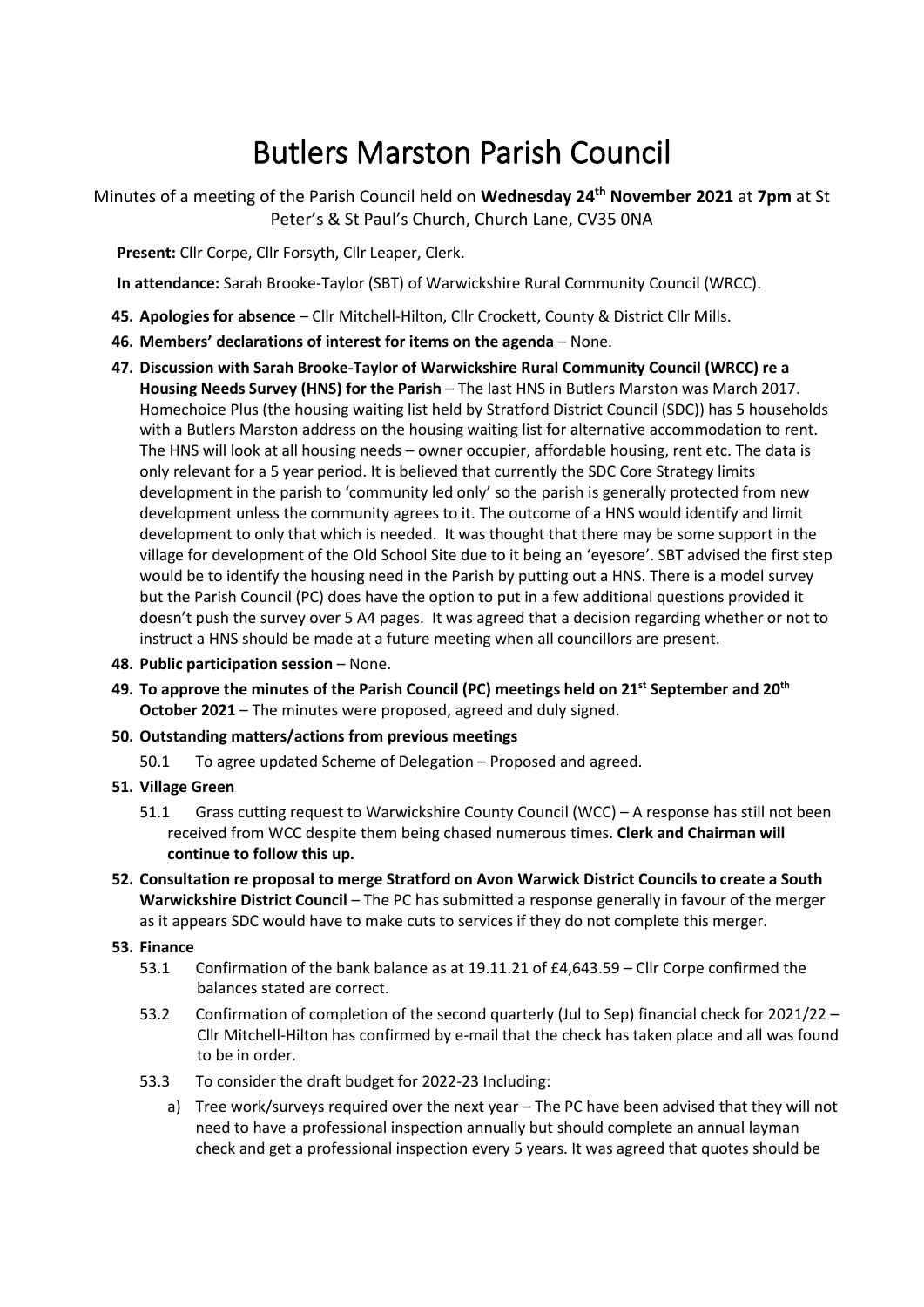# Butlers Marston Parish Council

Minutes of a meeting of the Parish Council held on **Wednesday 24th November 2021** at **7pm** at St Peter's & St Paul's Church, Church Lane, CV35 0NA

**Present:** Cllr Corpe, Cllr Forsyth, Cllr Leaper, Clerk.

**In attendance:** Sarah Brooke-Taylor (SBT) of Warwickshire Rural Community Council (WRCC).

**45. Apologies for absence** – Cllr Mitchell-Hilton, Cllr Crockett, County & District Cllr Mills.

**46. Members' declarations of interest for items on the agenda** – None.

**47. Discussion with Sarah Brooke-Taylor of Warwickshire Rural Community Council (WRCC) re a Housing Needs Survey (HNS) for the Parish** – The last HNS in Butlers Marston was March 2017. Homechoice Plus (the housing waiting list held by Stratford District Council (SDC)) has 5 households with a Butlers Marston address on the housing waiting list for alternative accommodation to rent. The HNS will look at all housing needs – owner occupier, affordable housing, rent etc. The data is only relevant for a 5 year period. It is believed that currently the SDC Core Strategy limits development in the parish to 'community led only' so the parish is generally protected from new development unless the community agrees to it. The outcome of a HNS would identify and limit development to only that which is needed. It was thought that there may be some support in the village for development of the Old School Site due to it being an 'eyesore'. SBT advised the first step would be to identify the housing need in the Parish by putting out a HNS. There is a model survey but the Parish Council (PC) does have the option to put in a few additional questions provided it doesn't push the survey over 5 A4 pages. It was agreed that a decision regarding whether or not to instruct a HNS should be made at a future meeting when all councillors are present.

**48. Public participation session** – None.

**49. To approve the minutes of the Parish Council (PC) meetings held on 21st September and 20th October 2021** – The minutes were proposed, agreed and duly signed.

**50. Outstanding matters/actions from previous meetings**

50.1 To agree updated Scheme of Delegation – Proposed and agreed.

**51. Village Green**

51.1 Grass cutting request to Warwickshire County Council (WCC) – A response has still not been received from WCC despite them being chased numerous times. **Clerk and Chairman will continue to follow this up.**

**52. Consultation re proposal to merge Stratford on Avon Warwick District Councils to create a South Warwickshire District Council** – The PC has submitted a response generally in favour of the merger as it appears SDC would have to make cuts to services if they do not complete this merger.

**53. Finance**

53.1 Confirmation of the bank balance as at 19.11.21 of £4,643.59 – Cllr Corpe confirmed the balances stated are correct.

53.2 Confirmation of completion of the second quarterly (Jul to Sep) financial check for 2021/22 – Cllr Mitchell-Hilton has confirmed by e-mail that the check has taken place and all was found to be in order.

53.3 To consider the draft budget for 2022-23 Including:

a) Tree work/surveys required over the next year – The PC have been advised that they will not need to have a professional inspection annually but should complete an annual layman check and get a professional inspection every 5 years. It was agreed that quotes should be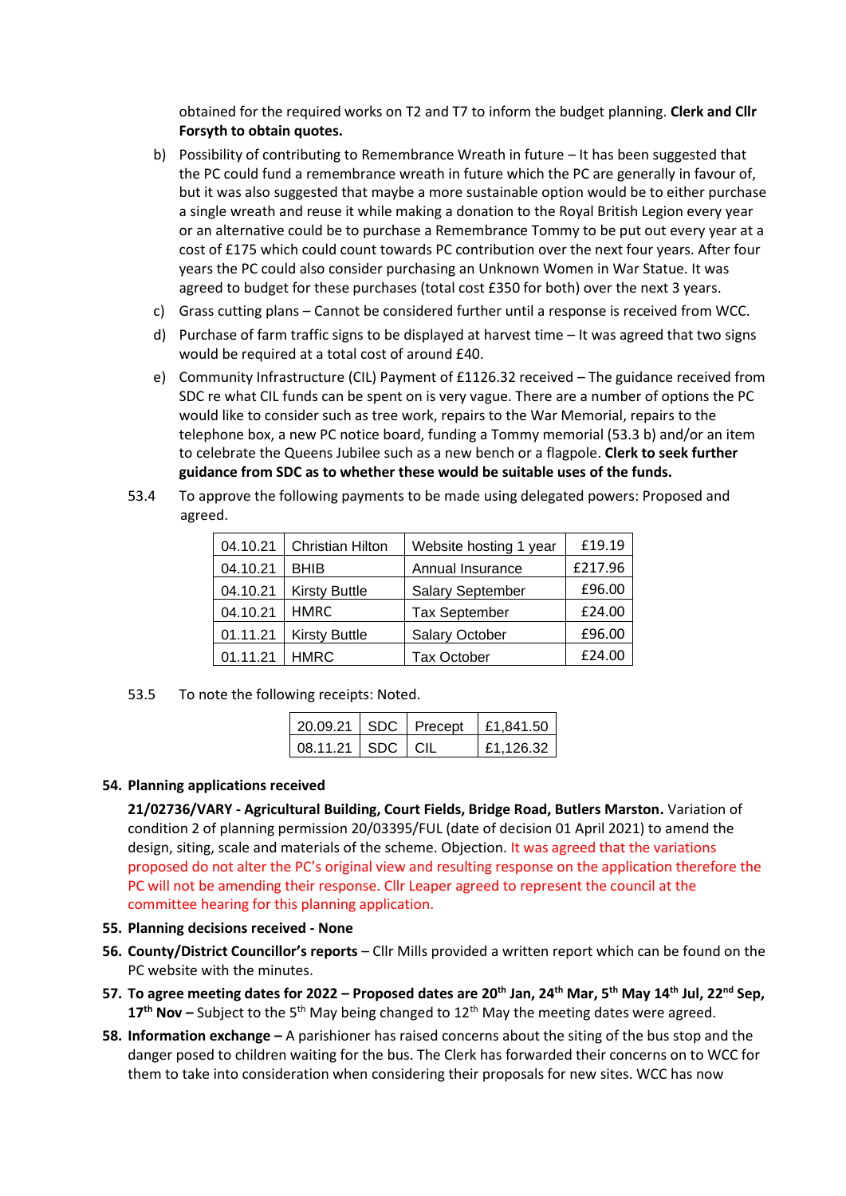obtained for the required works on T2 and T7 to inform the budget planning. **Clerk and Cllr Forsyth to obtain quotes.**

b) Possibility of contributing to Remembrance Wreath in future – It has been suggested that the PC could fund a remembrance wreath in future which the PC are generally in favour of, but it was also suggested that maybe a more sustainable option would be to either purchase a single wreath and reuse it while making a donation to the Royal British Legion every year or an alternative could be to purchase a Remembrance Tommy to be put out every year at a cost of £175 which could count towards PC contribution over the next four years. After four years the PC could also consider purchasing an Unknown Women in War Statue. It was agreed to budget for these purchases (total cost £350 for both) over the next 3 years.

c) Grass cutting plans – Cannot be considered further until a response is received from WCC.

d) Purchase of farm traffic signs to be displayed at harvest time – It was agreed that two signs would be required at a total cost of around £40.

e) Community Infrastructure (CIL) Payment of £1126.32 received – The guidance received from SDC re what CIL funds can be spent on is very vague. There are a number of options the PC would like to consider such as tree work, repairs to the War Memorial, repairs to the telephone box, a new PC notice board, funding a Tommy memorial (53.3 b) and/or an item to celebrate the Queens Jubilee such as a new bench or a flagpole. **Clerk to seek further guidance from SDC as to whether these would be suitable uses of the funds.**

53.4 To approve the following payments to be made using delegated powers: Proposed and agreed.

| | | | |
|---|---|---|---|
| 04.10.21 | Christian Hilton | Website hosting 1 year | £19.19 |
| 04.10.21 | BHIB | Annual Insurance | £217.96 |
| 04.10.21 | Kirsty Buttle | Salary September | £96.00 |
| 04.10.21 | HMRC | Tax September | £24.00 |
| 01.11.21 | Kirsty Buttle | Salary October | £96.00 |
| 01.11.21 | HMRC | Tax October | £24.00 |

53.5 To note the following receipts: Noted.

| | | | |
|---|---|---|---|
| 20.09.21 | SDC | Precept | £1,841.50 |
| 08.11.21 | SDC | CIL | £1,126.32 |

**54. Planning applications received**

**21/02736/VARY - Agricultural Building, Court Fields, Bridge Road, Butlers Marston.** Variation of condition 2 of planning permission 20/03395/FUL (date of decision 01 April 2021) to amend the design, siting, scale and materials of the scheme. Objection. It was agreed that the variations proposed do not alter the PC's original view and resulting response on the application therefore the PC will not be amending their response. Cllr Leaper agreed to represent the council at the committee hearing for this planning application.

**55. Planning decisions received - None**

**56. County/District Councillor's reports** – Cllr Mills provided a written report which can be found on the PC website with the minutes.

**57. To agree meeting dates for 2022 – Proposed dates are 20th Jan, 24th Mar, 5th May 14th Jul, 22nd Sep, 17th Nov –** Subject to the 5th May being changed to 12th May the meeting dates were agreed.

**58. Information exchange –** A parishioner has raised concerns about the siting of the bus stop and the danger posed to children waiting for the bus. The Clerk has forwarded their concerns on to WCC for them to take into consideration when considering their proposals for new sites. WCC has now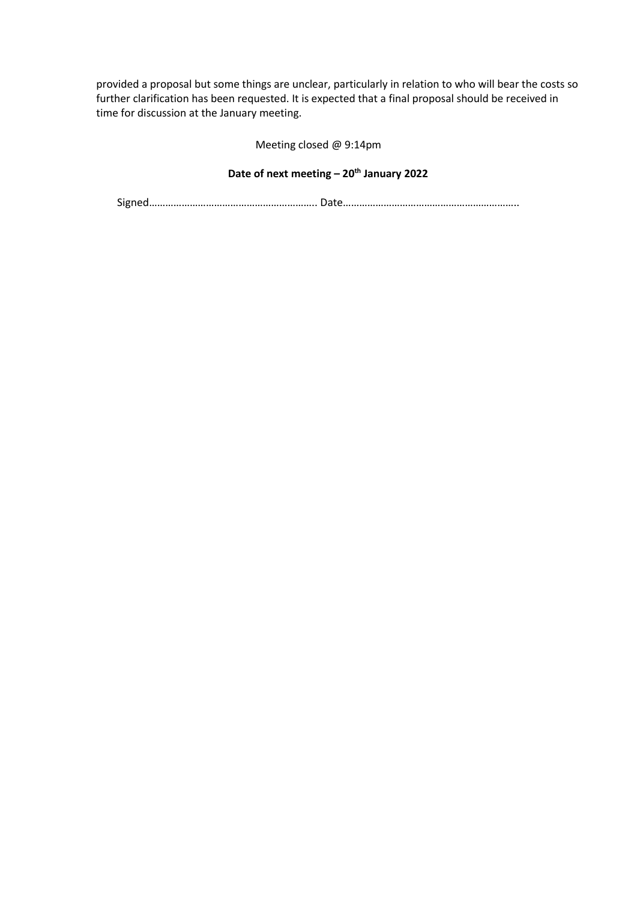provided a proposal but some things are unclear, particularly in relation to who will bear the costs so further clarification has been requested. It is expected that a final proposal should be received in time for discussion at the January meeting.

Meeting closed @ 9:14pm

**Date of next meeting – 20th January 2022**

Signed……………………………………………………. Date………………………………………………………..